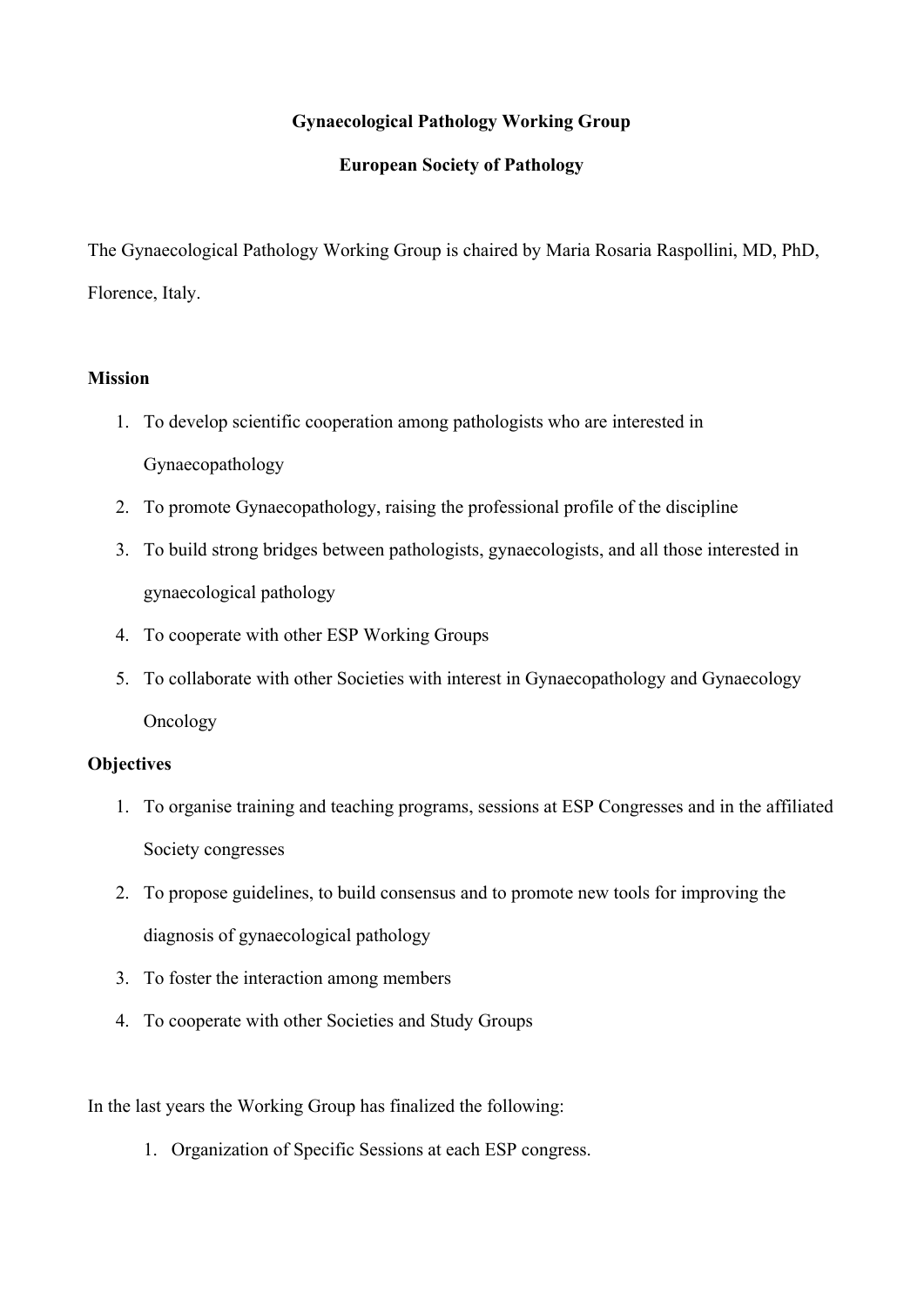# Gynaecological Pathology Working Group

## European Society of Pathology

The Gynaecological Pathology Working Group is chaired by Maria Rosaria Raspollini, MD, PhD, Florence, Italy.

**Mission**

1. To develop scientific cooperation among pathologists who are interested in Gynaecopathology
2. To promote Gynaecopathology, raising the professional profile of the discipline
3. To build strong bridges between pathologists, gynaecologists, and all those interested in gynaecological pathology
4. To cooperate with other ESP Working Groups
5. To collaborate with other Societies with interest in Gynaecopathology and Gynaecology Oncology

**Objectives**

1. To organise training and teaching programs, sessions at ESP Congresses and in the affiliated Society congresses
2. To propose guidelines, to build consensus and to promote new tools for improving the diagnosis of gynaecological pathology
3. To foster the interaction among members
4. To cooperate with other Societies and Study Groups

In the last years the Working Group has finalized the following:

1. Organization of Specific Sessions at each ESP congress.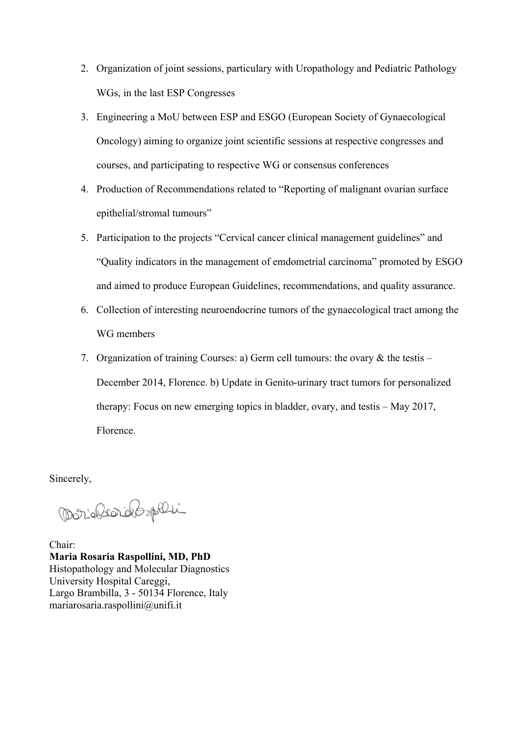2. Organization of joint sessions, particulary with Uropathology and Pediatric Pathology WGs, in the last ESP Congresses
3. Engineering a MoU between ESP and ESGO (European Society of Gynaecological Oncology) aiming to organize joint scientific sessions at respective congresses and courses, and participating to respective WG or consensus conferences
4. Production of Recommendations related to "Reporting of malignant ovarian surface epithelial/stromal tumours"
5. Participation to the projects "Cervical cancer clinical management guidelines" and "Quality indicators in the management of emdometrial carcinoma" promoted by ESGO and aimed to produce European Guidelines, recommendations, and quality assurance.
6. Collection of interesting neuroendocrine tumors of the gynaecological tract among the WG members
7. Organization of training Courses: a) Germ cell tumours: the ovary & the testis – December 2014, Florence. b) Update in Genito-urinary tract tumors for personalized therapy: Focus on new emerging topics in bladder, ovary, and testis – May 2017, Florence.

Sincerely,

Chair:
**Maria Rosaria Raspollini, MD, PhD**
Histopathology and Molecular Diagnostics
University Hospital Careggi,
Largo Brambilla, 3 - 50134 Florence, Italy
mariarosaria.raspollini@unifi.it